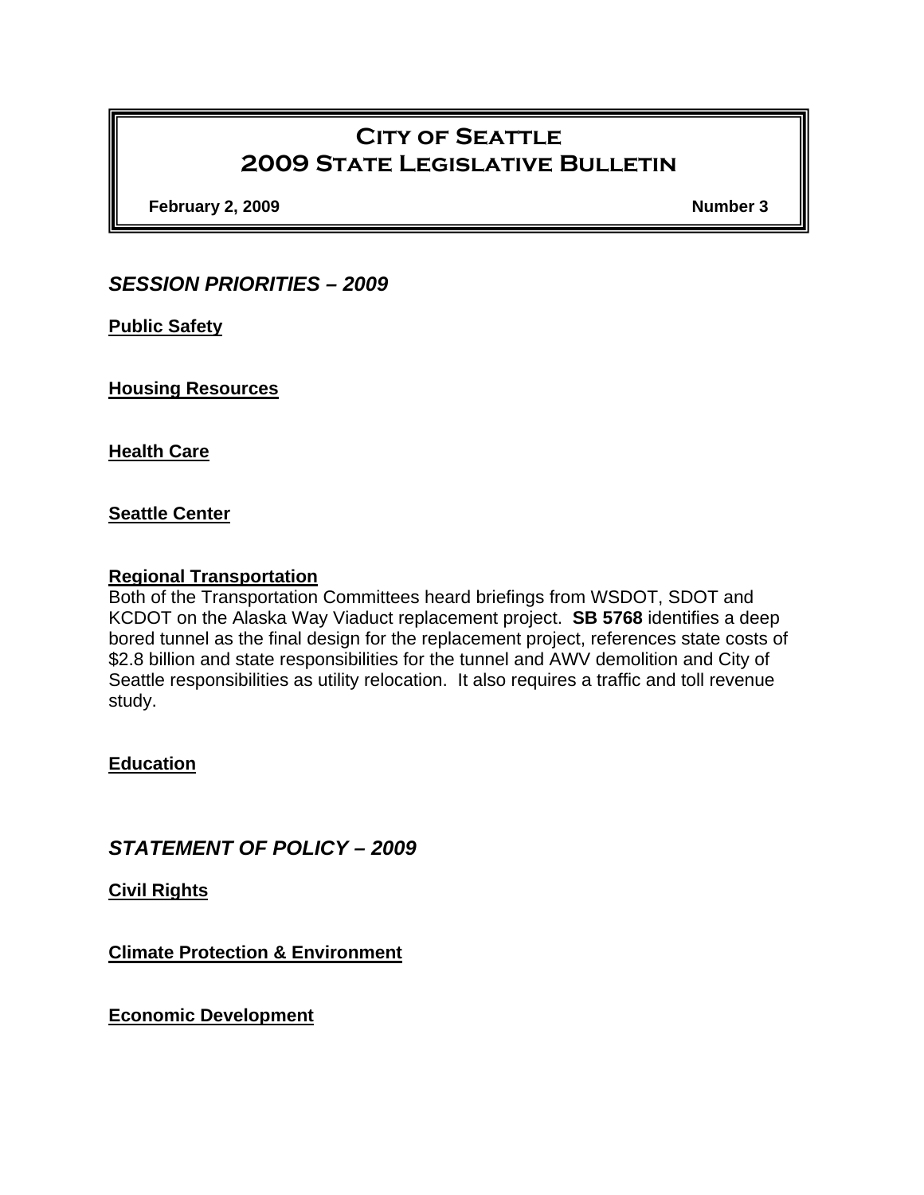# City of Seattle 2009 State Legislative Bulletin

**February 2, 2009** **Number 3**

## *SESSION PRIORITIES – 2009*

**Public Safety**

**Housing Resources**

**Health Care**

**Seattle Center**

**Regional Transportation**

Both of the Transportation Committees heard briefings from WSDOT, SDOT and KCDOT on the Alaska Way Viaduct replacement project. **SB 5768** identifies a deep bored tunnel as the final design for the replacement project, references state costs of $2.8 billion and state responsibilities for the tunnel and AWV demolition and City of Seattle responsibilities as utility relocation. It also requires a traffic and toll revenue study.

**Education**

## *STATEMENT OF POLICY – 2009*

**Civil Rights**

**Climate Protection & Environment**

**Economic Development**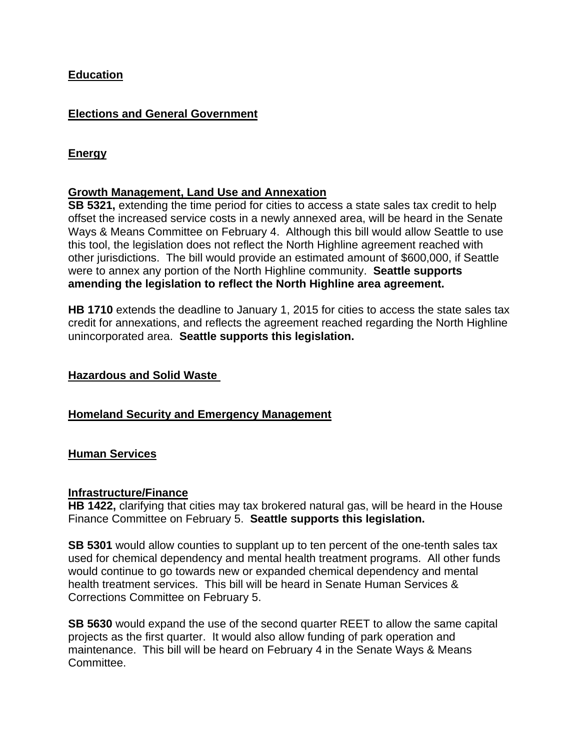**Education**

**Elections and General Government**

**Energy**

**Growth Management, Land Use and Annexation**

**SB 5321,** extending the time period for cities to access a state sales tax credit to help offset the increased service costs in a newly annexed area, will be heard in the Senate Ways & Means Committee on February 4. Although this bill would allow Seattle to use this tool, the legislation does not reflect the North Highline agreement reached with other jurisdictions. The bill would provide an estimated amount of $600,000, if Seattle were to annex any portion of the North Highline community. **Seattle supports amending the legislation to reflect the North Highline area agreement.**

**HB 1710** extends the deadline to January 1, 2015 for cities to access the state sales tax credit for annexations, and reflects the agreement reached regarding the North Highline unincorporated area. **Seattle supports this legislation.**

**Hazardous and Solid Waste**

**Homeland Security and Emergency Management**

**Human Services**

**Infrastructure/Finance**

**HB 1422,** clarifying that cities may tax brokered natural gas, will be heard in the House Finance Committee on February 5. **Seattle supports this legislation.**

**SB 5301** would allow counties to supplant up to ten percent of the one-tenth sales tax used for chemical dependency and mental health treatment programs. All other funds would continue to go towards new or expanded chemical dependency and mental health treatment services. This bill will be heard in Senate Human Services & Corrections Committee on February 5.

**SB 5630** would expand the use of the second quarter REET to allow the same capital projects as the first quarter. It would also allow funding of park operation and maintenance. This bill will be heard on February 4 in the Senate Ways & Means Committee.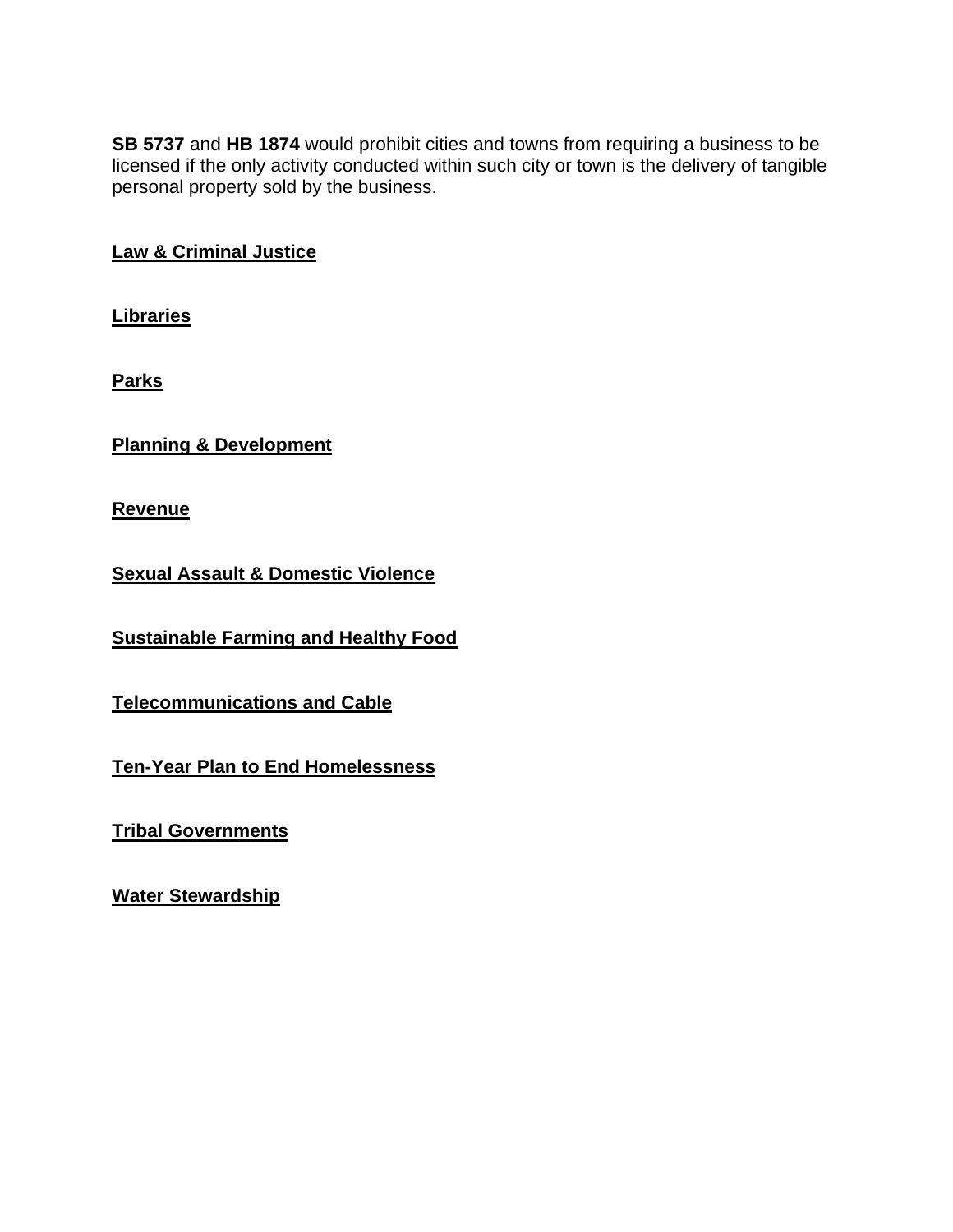**SB 5737** and **HB 1874** would prohibit cities and towns from requiring a business to be licensed if the only activity conducted within such city or town is the delivery of tangible personal property sold by the business.

<u>**Law & Criminal Justice**</u>

<u>**Libraries**</u>

<u>**Parks**</u>

<u>**Planning & Development**</u>

<u>**Revenue**</u>

<u>**Sexual Assault & Domestic Violence**</u>

<u>**Sustainable Farming and Healthy Food**</u>

<u>**Telecommunications and Cable**</u>

<u>**Ten-Year Plan to End Homelessness**</u>

<u>**Tribal Governments**</u>

<u>**Water Stewardship**</u>